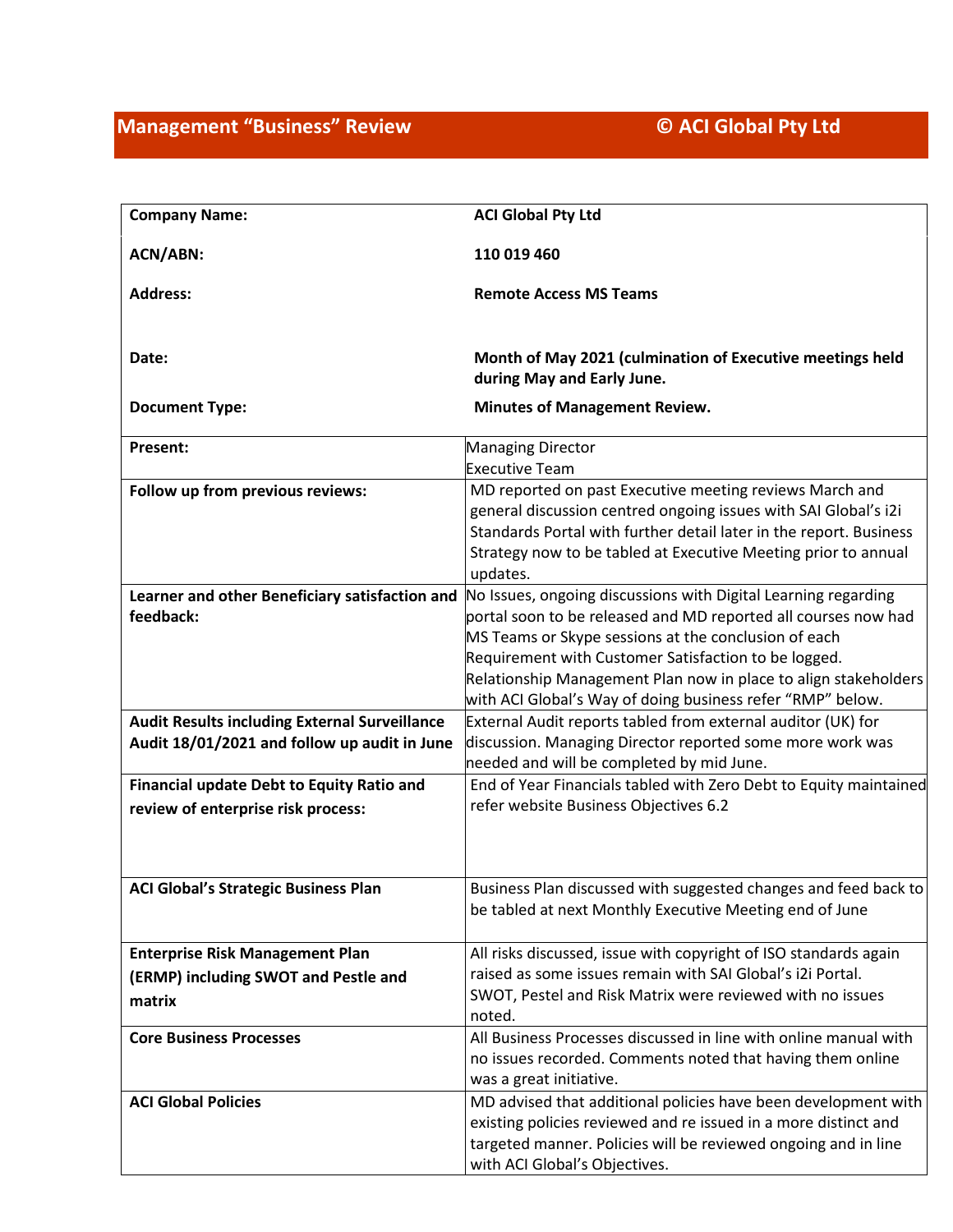## Management "Business" Review © ACI Global Pty Ltd

| | |
|---|---|
| **Company Name:** | **ACI Global Pty Ltd** |
| **ACN/ABN:** | **110 019 460** |
| **Address:** | **Remote Access MS Teams** |
| **Date:** | **Month of May 2021 (culmination of Executive meetings held during May and Early June.** |
| **Document Type:** | **Minutes of Management Review.** |
| **Present:** | Managing Director<br>Executive Team |
| **Follow up from previous reviews:** | MD reported on past Executive meeting reviews March and general discussion centred ongoing issues with SAI Global's i2i Standards Portal with further detail later in the report. Business Strategy now to be tabled at Executive Meeting prior to annual updates. |
| **Learner and other Beneficiary satisfaction and feedback:** | No Issues, ongoing discussions with Digital Learning regarding portal soon to be released and MD reported all courses now had MS Teams or Skype sessions at the conclusion of each Requirement with Customer Satisfaction to be logged. Relationship Management Plan now in place to align stakeholders with ACI Global's Way of doing business refer "RMP" below. |
| **Audit Results including External Surveillance Audit 18/01/2021 and follow up audit in June** | External Audit reports tabled from external auditor (UK) for discussion. Managing Director reported some more work was needed and will be completed by mid June. |
| **Financial update Debt to Equity Ratio and review of enterprise risk process:** | End of Year Financials tabled with Zero Debt to Equity maintained refer website Business Objectives 6.2 |
| **ACI Global's Strategic Business Plan** | Business Plan discussed with suggested changes and feed back to be tabled at next Monthly Executive Meeting end of June |
| **Enterprise Risk Management Plan (ERMP) including SWOT and Pestle and matrix** | All risks discussed, issue with copyright of ISO standards again raised as some issues remain with SAI Global's i2i Portal. SWOT, Pestel and Risk Matrix were reviewed with no issues noted. |
| **Core Business Processes** | All Business Processes discussed in line with online manual with no issues recorded. Comments noted that having them online was a great initiative. |
| **ACI Global Policies** | MD advised that additional policies have been development with existing policies reviewed and re issued in a more distinct and targeted manner. Policies will be reviewed ongoing and in line with ACI Global's Objectives. |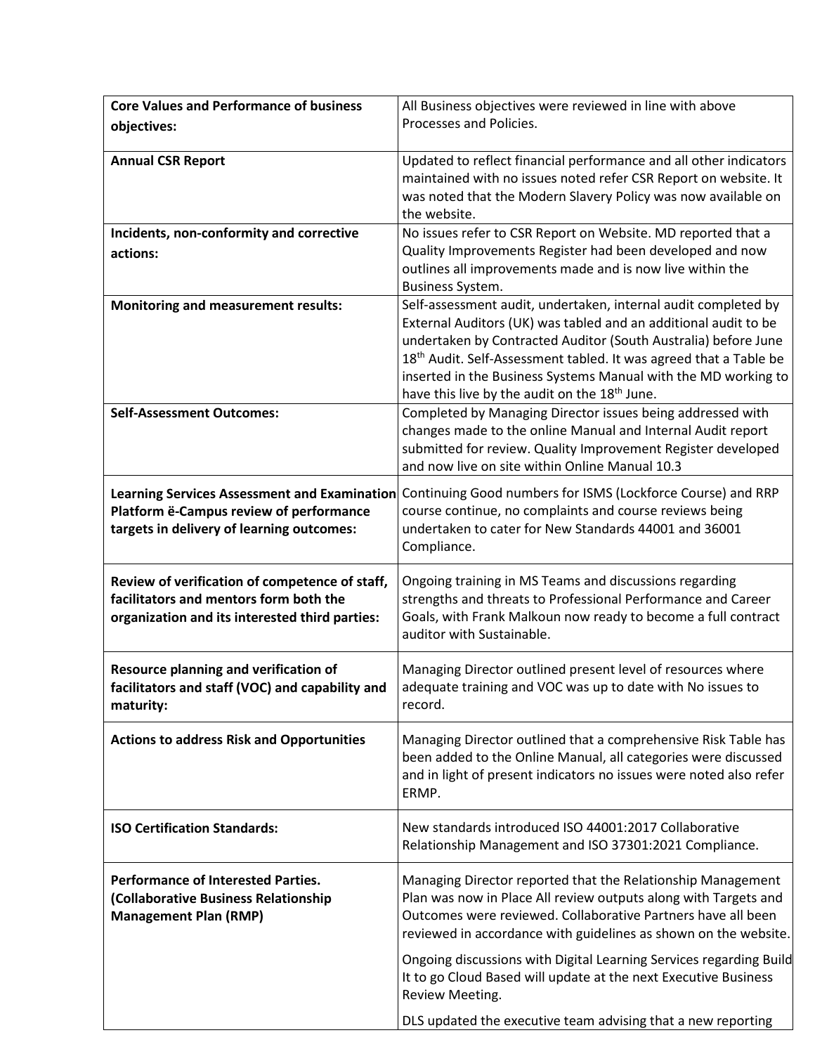| | |
|---|---|
| **Core Values and Performance of business objectives:** | All Business objectives were reviewed in line with above Processes and Policies. |
| **Annual CSR Report** | Updated to reflect financial performance and all other indicators maintained with no issues noted refer CSR Report on website. It was noted that the Modern Slavery Policy was now available on the website. |
| **Incidents, non-conformity and corrective actions:** | No issues refer to CSR Report on Website. MD reported that a Quality Improvements Register had been developed and now outlines all improvements made and is now live within the Business System. |
| **Monitoring and measurement results:** | Self-assessment audit, undertaken, internal audit completed by External Auditors (UK) was tabled and an additional audit to be undertaken by Contracted Auditor (South Australia) before June 18th Audit. Self-Assessment tabled. It was agreed that a Table be inserted in the Business Systems Manual with the MD working to have this live by the audit on the 18th June. |
| **Self-Assessment Outcomes:** | Completed by Managing Director issues being addressed with changes made to the online Manual and Internal Audit report submitted for review. Quality Improvement Register developed and now live on site within Online Manual 10.3 |
| **Learning Services Assessment and Examination Platform ë-Campus review of performance targets in delivery of learning outcomes:** | Continuing Good numbers for ISMS (Lockforce Course) and RRP course continue, no complaints and course reviews being undertaken to cater for New Standards 44001 and 36001 Compliance. |
| **Review of verification of competence of staff, facilitators and mentors form both the organization and its interested third parties:** | Ongoing training in MS Teams and discussions regarding strengths and threats to Professional Performance and Career Goals, with Frank Malkoun now ready to become a full contract auditor with Sustainable. |
| **Resource planning and verification of facilitators and staff (VOC) and capability and maturity:** | Managing Director outlined present level of resources where adequate training and VOC was up to date with No issues to record. |
| **Actions to address Risk and Opportunities** | Managing Director outlined that a comprehensive Risk Table has been added to the Online Manual, all categories were discussed and in light of present indicators no issues were noted also refer ERMP. |
| **ISO Certification Standards:** | New standards introduced ISO 44001:2017 Collaborative Relationship Management and ISO 37301:2021 Compliance. |
| **Performance of Interested Parties. (Collaborative Business Relationship Management Plan (RMP)** | Managing Director reported that the Relationship Management Plan was now in Place All review outputs along with Targets and Outcomes were reviewed. Collaborative Partners have all been reviewed in accordance with guidelines as shown on the website.<br><br>Ongoing discussions with Digital Learning Services regarding Build It to go Cloud Based will update at the next Executive Business Review Meeting.<br><br>DLS updated the executive team advising that a new reporting |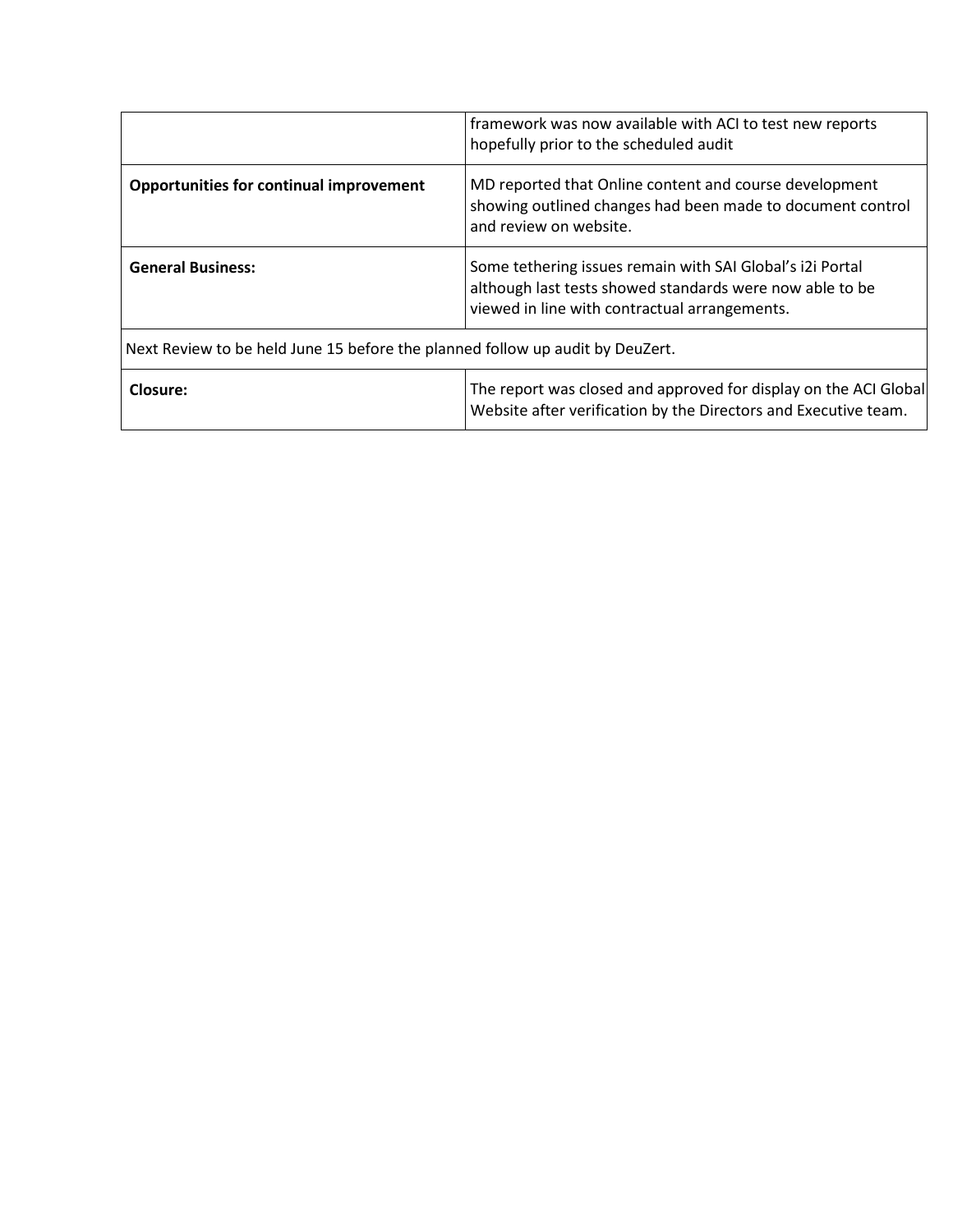| | |
|---|---|
| | framework was now available with ACI to test new reports hopefully prior to the scheduled audit |
| **Opportunities for continual improvement** | MD reported that Online content and course development showing outlined changes had been made to document control and review on website. |
| **General Business:** | Some tethering issues remain with SAI Global's i2i Portal although last tests showed standards were now able to be viewed in line with contractual arrangements. |
| Next Review to be held June 15 before the planned follow up audit by DeuZert. | |
| **Closure:** | The report was closed and approved for display on the ACI Global Website after verification by the Directors and Executive team. |